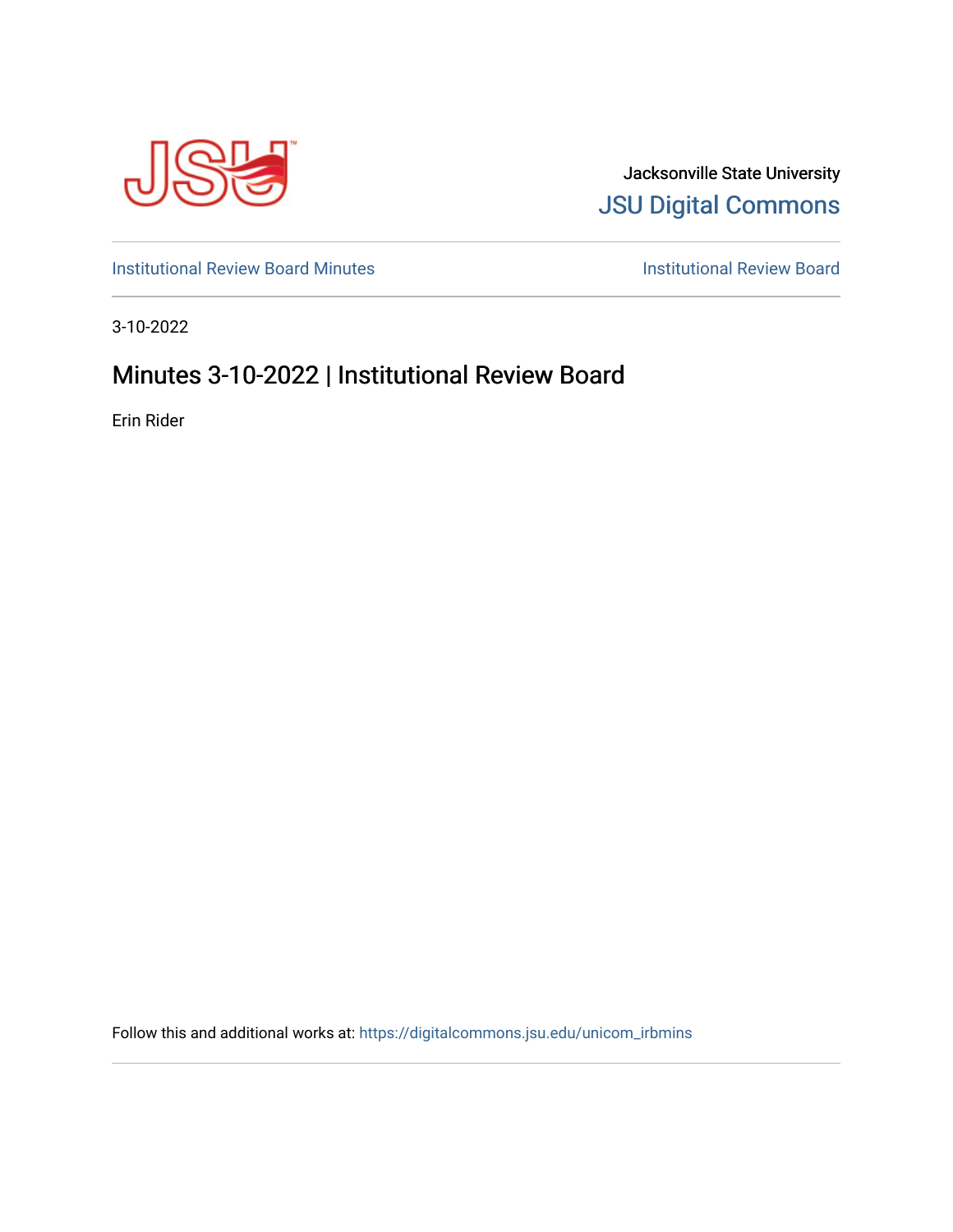Jacksonville State University

JSU Digital Commons

Institutional Review Board Minutes

Institutional Review Board

3-10-2022

# Minutes 3-10-2022 | Institutional Review Board

Erin Rider

Follow this and additional works at: https://digitalcommons.jsu.edu/unicom_irbmins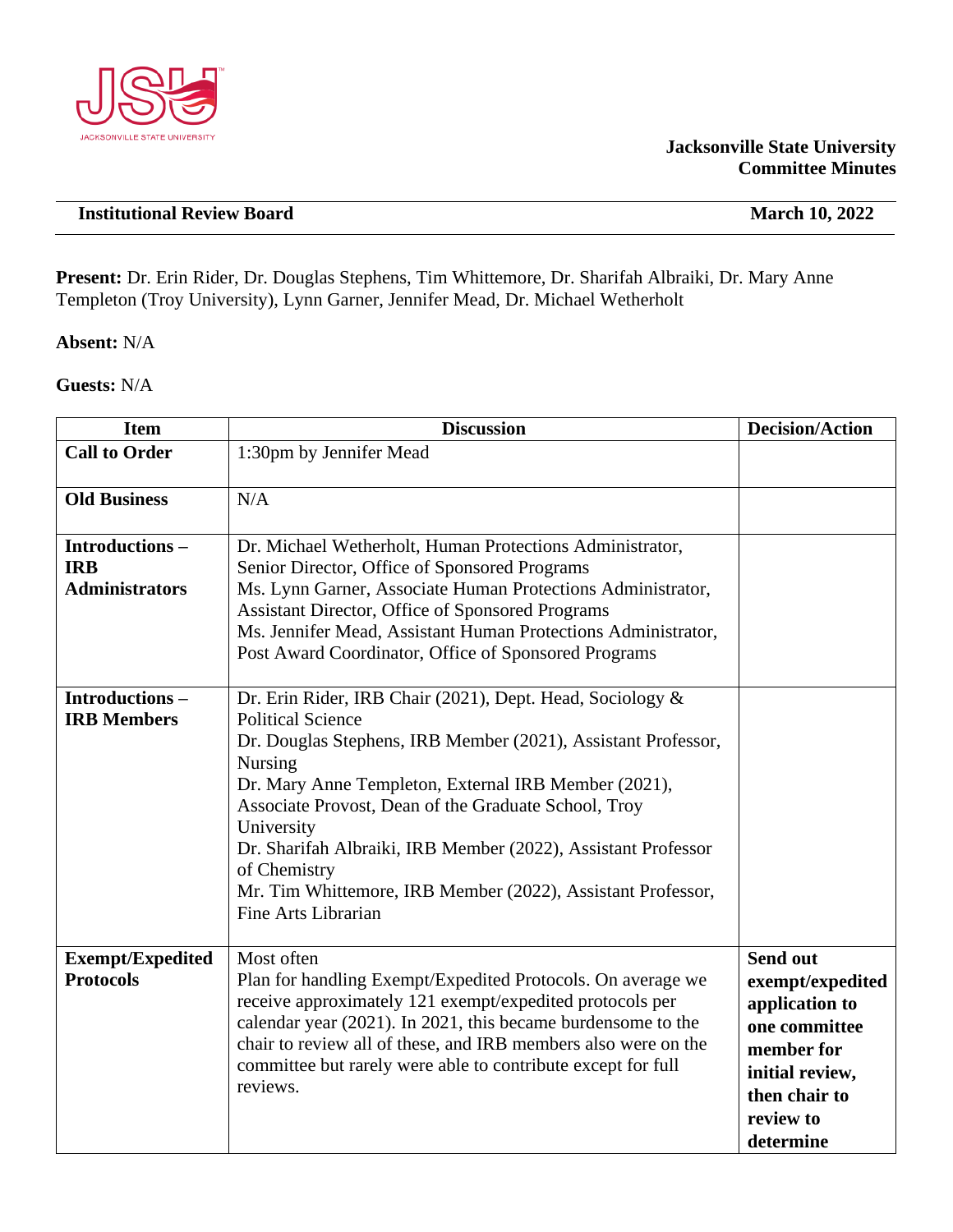**Jacksonville State University**
**Committee Minutes**

| **Institutional Review Board** | **March 10, 2022** |
|---|---|

**Present:** Dr. Erin Rider, Dr. Douglas Stephens, Tim Whittemore, Dr. Sharifah Albraiki, Dr. Mary Anne Templeton (Troy University), Lynn Garner, Jennifer Mead, Dr. Michael Wetherholt

**Absent:** N/A

**Guests:** N/A

| Item | Discussion | Decision/Action |
|---|---|---|
| **Call to Order** | 1:30pm by Jennifer Mead | |
| **Old Business** | N/A | |
| **Introductions – IRB Administrators** | Dr. Michael Wetherholt, Human Protections Administrator, Senior Director, Office of Sponsored Programs<br>Ms. Lynn Garner, Associate Human Protections Administrator, Assistant Director, Office of Sponsored Programs<br>Ms. Jennifer Mead, Assistant Human Protections Administrator, Post Award Coordinator, Office of Sponsored Programs | |
| **Introductions – IRB Members** | Dr. Erin Rider, IRB Chair (2021), Dept. Head, Sociology & Political Science<br>Dr. Douglas Stephens, IRB Member (2021), Assistant Professor, Nursing<br>Dr. Mary Anne Templeton, External IRB Member (2021), Associate Provost, Dean of the Graduate School, Troy University<br>Dr. Sharifah Albraiki, IRB Member (2022), Assistant Professor of Chemistry<br>Mr. Tim Whittemore, IRB Member (2022), Assistant Professor, Fine Arts Librarian | |
| **Exempt/Expedited Protocols** | Most often<br>Plan for handling Exempt/Expedited Protocols. On average we receive approximately 121 exempt/expedited protocols per calendar year (2021). In 2021, this became burdensome to the chair to review all of these, and IRB members also were on the committee but rarely were able to contribute except for full reviews. | **Send out exempt/expedited application to one committee member for initial review, then chair to review to determine** |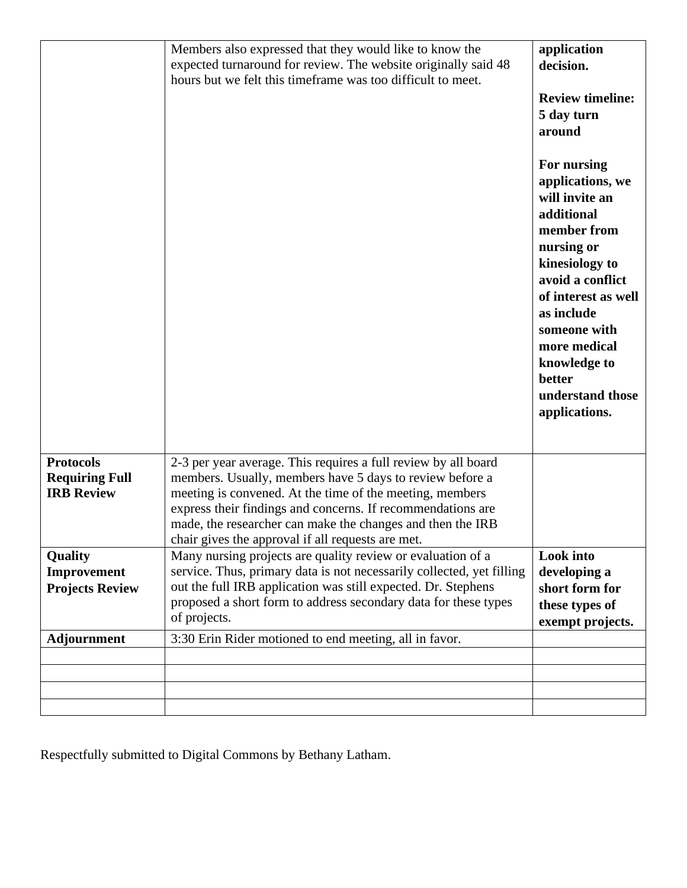| | | |
|---|---|---|
| | Members also expressed that they would like to know the expected turnaround for review. The website originally said 48 hours but we felt this timeframe was too difficult to meet. | **application decision.**<br><br>**Review timeline: 5 day turn around**<br><br>**For nursing applications, we will invite an additional member from nursing or kinesiology to avoid a conflict of interest as well as include someone with more medical knowledge to better understand those applications.** |
| **Protocols Requiring Full IRB Review** | 2-3 per year average. This requires a full review by all board members. Usually, members have 5 days to review before a meeting is convened. At the time of the meeting, members express their findings and concerns. If recommendations are made, the researcher can make the changes and then the IRB chair gives the approval if all requests are met. | |
| **Quality Improvement Projects Review** | Many nursing projects are quality review or evaluation of a service. Thus, primary data is not necessarily collected, yet filling out the full IRB application was still expected. Dr. Stephens proposed a short form to address secondary data for these types of projects. | **Look into developing a short form for these types of exempt projects.** |
| **Adjournment** | 3:30 Erin Rider motioned to end meeting, all in favor. | |
| | | |
| | | |
| | | |
| | | |

Respectfully submitted to Digital Commons by Bethany Latham.